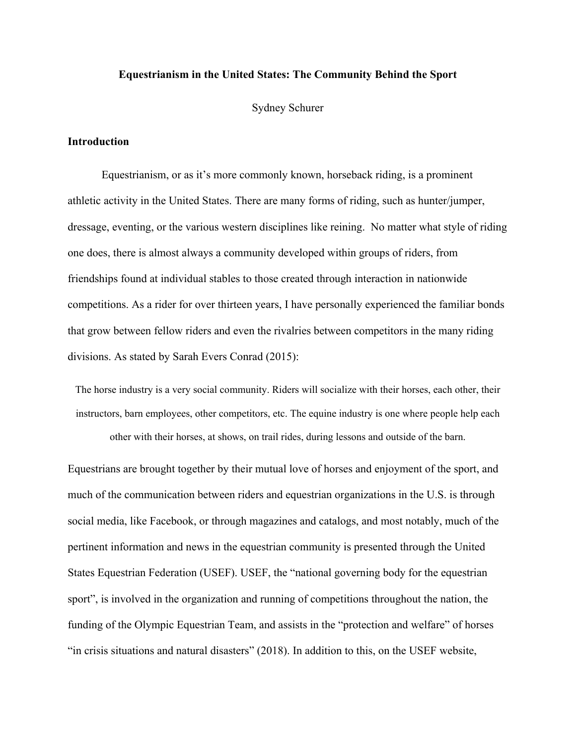# Equestrianism in the United States: The Community Behind the Sport

Sydney Schurer

## Introduction

Equestrianism, or as it's more commonly known, horseback riding, is a prominent athletic activity in the United States. There are many forms of riding, such as hunter/jumper, dressage, eventing, or the various western disciplines like reining. No matter what style of riding one does, there is almost always a community developed within groups of riders, from friendships found at individual stables to those created through interaction in nationwide competitions. As a rider for over thirteen years, I have personally experienced the familiar bonds that grow between fellow riders and even the rivalries between competitors in the many riding divisions. As stated by Sarah Evers Conrad (2015):

> The horse industry is a very social community. Riders will socialize with their horses, each other, their instructors, barn employees, other competitors, etc. The equine industry is one where people help each other with their horses, at shows, on trail rides, during lessons and outside of the barn.

Equestrians are brought together by their mutual love of horses and enjoyment of the sport, and much of the communication between riders and equestrian organizations in the U.S. is through social media, like Facebook, or through magazines and catalogs, and most notably, much of the pertinent information and news in the equestrian community is presented through the United States Equestrian Federation (USEF). USEF, the "national governing body for the equestrian sport", is involved in the organization and running of competitions throughout the nation, the funding of the Olympic Equestrian Team, and assists in the "protection and welfare" of horses "in crisis situations and natural disasters" (2018). In addition to this, on the USEF website,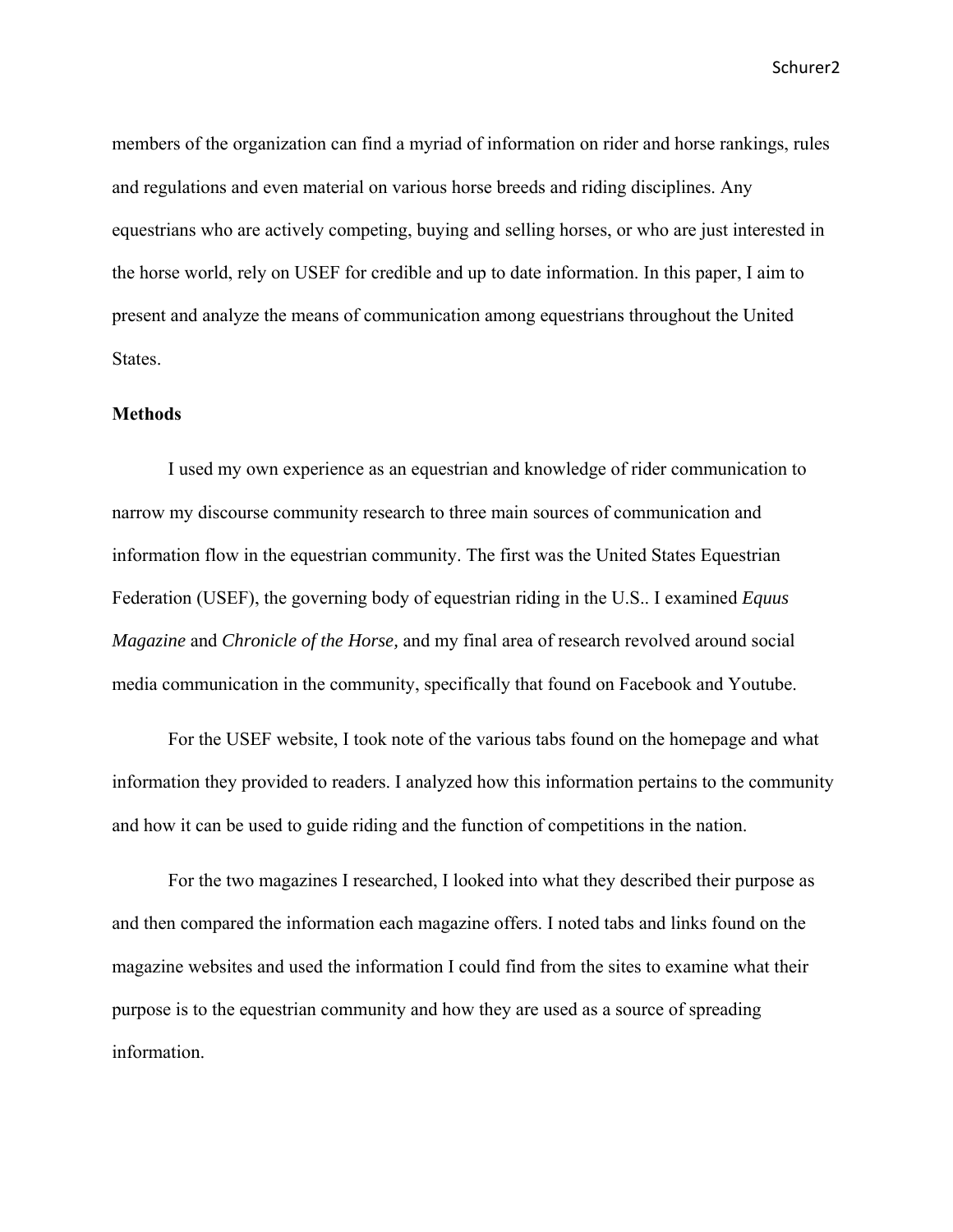members of the organization can find a myriad of information on rider and horse rankings, rules and regulations and even material on various horse breeds and riding disciplines. Any equestrians who are actively competing, buying and selling horses, or who are just interested in the horse world, rely on USEF for credible and up to date information. In this paper, I aim to present and analyze the means of communication among equestrians throughout the United States.

**Methods**

I used my own experience as an equestrian and knowledge of rider communication to narrow my discourse community research to three main sources of communication and information flow in the equestrian community. The first was the United States Equestrian Federation (USEF), the governing body of equestrian riding in the U.S.. I examined *Equus Magazine* and *Chronicle of the Horse,* and my final area of research revolved around social media communication in the community, specifically that found on Facebook and Youtube.

For the USEF website, I took note of the various tabs found on the homepage and what information they provided to readers. I analyzed how this information pertains to the community and how it can be used to guide riding and the function of competitions in the nation.

For the two magazines I researched, I looked into what they described their purpose as and then compared the information each magazine offers. I noted tabs and links found on the magazine websites and used the information I could find from the sites to examine what their purpose is to the equestrian community and how they are used as a source of spreading information.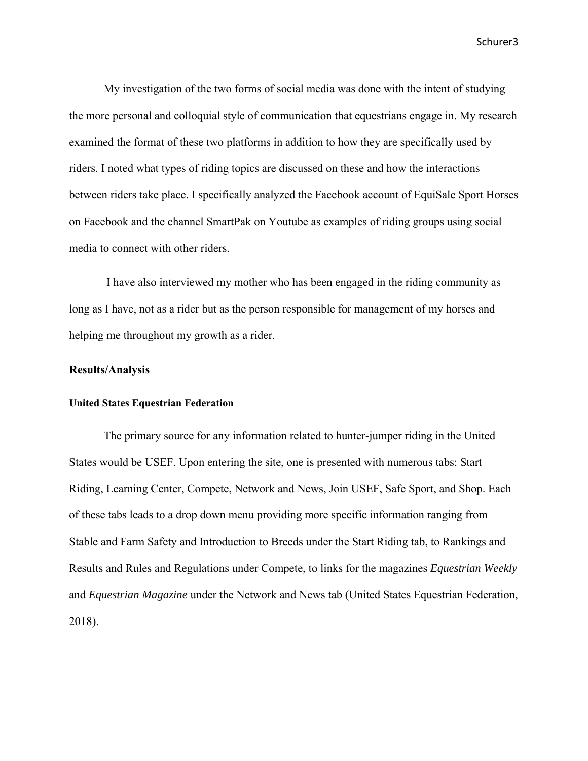My investigation of the two forms of social media was done with the intent of studying the more personal and colloquial style of communication that equestrians engage in. My research examined the format of these two platforms in addition to how they are specifically used by riders. I noted what types of riding topics are discussed on these and how the interactions between riders take place. I specifically analyzed the Facebook account of EquiSale Sport Horses on Facebook and the channel SmartPak on Youtube as examples of riding groups using social media to connect with other riders.

I have also interviewed my mother who has been engaged in the riding community as long as I have, not as a rider but as the person responsible for management of my horses and helping me throughout my growth as a rider.

## Results/Analysis

### United States Equestrian Federation

The primary source for any information related to hunter-jumper riding in the United States would be USEF. Upon entering the site, one is presented with numerous tabs: Start Riding, Learning Center, Compete, Network and News, Join USEF, Safe Sport, and Shop. Each of these tabs leads to a drop down menu providing more specific information ranging from Stable and Farm Safety and Introduction to Breeds under the Start Riding tab, to Rankings and Results and Rules and Regulations under Compete, to links for the magazines *Equestrian Weekly* and *Equestrian Magazine* under the Network and News tab (United States Equestrian Federation, 2018).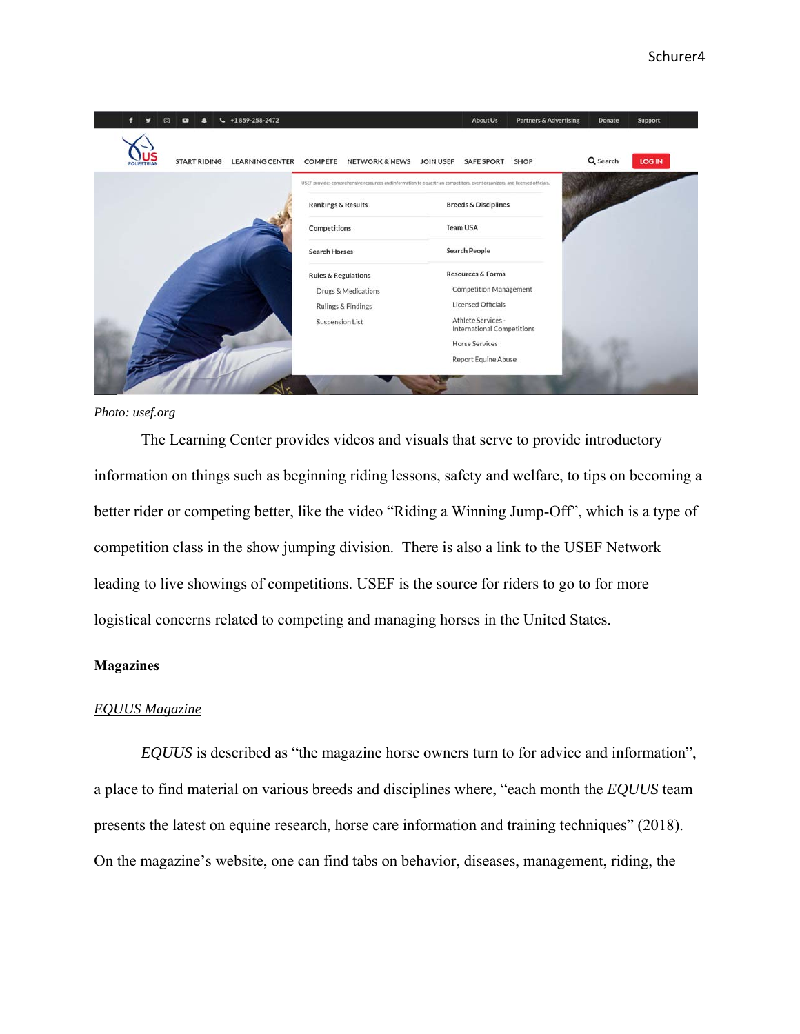Photo: usef.org

The Learning Center provides videos and visuals that serve to provide introductory information on things such as beginning riding lessons, safety and welfare, to tips on becoming a better rider or competing better, like the video "Riding a Winning Jump-Off", which is a type of competition class in the show jumping division. There is also a link to the USEF Network leading to live showings of competitions. USEF is the source for riders to go to for more logistical concerns related to competing and managing horses in the United States.

**Magazines**

*EQUUS Magazine*

*EQUUS* is described as "the magazine horse owners turn to for advice and information", a place to find material on various breeds and disciplines where, "each month the *EQUUS* team presents the latest on equine research, horse care information and training techniques" (2018). On the magazine's website, one can find tabs on behavior, diseases, management, riding, the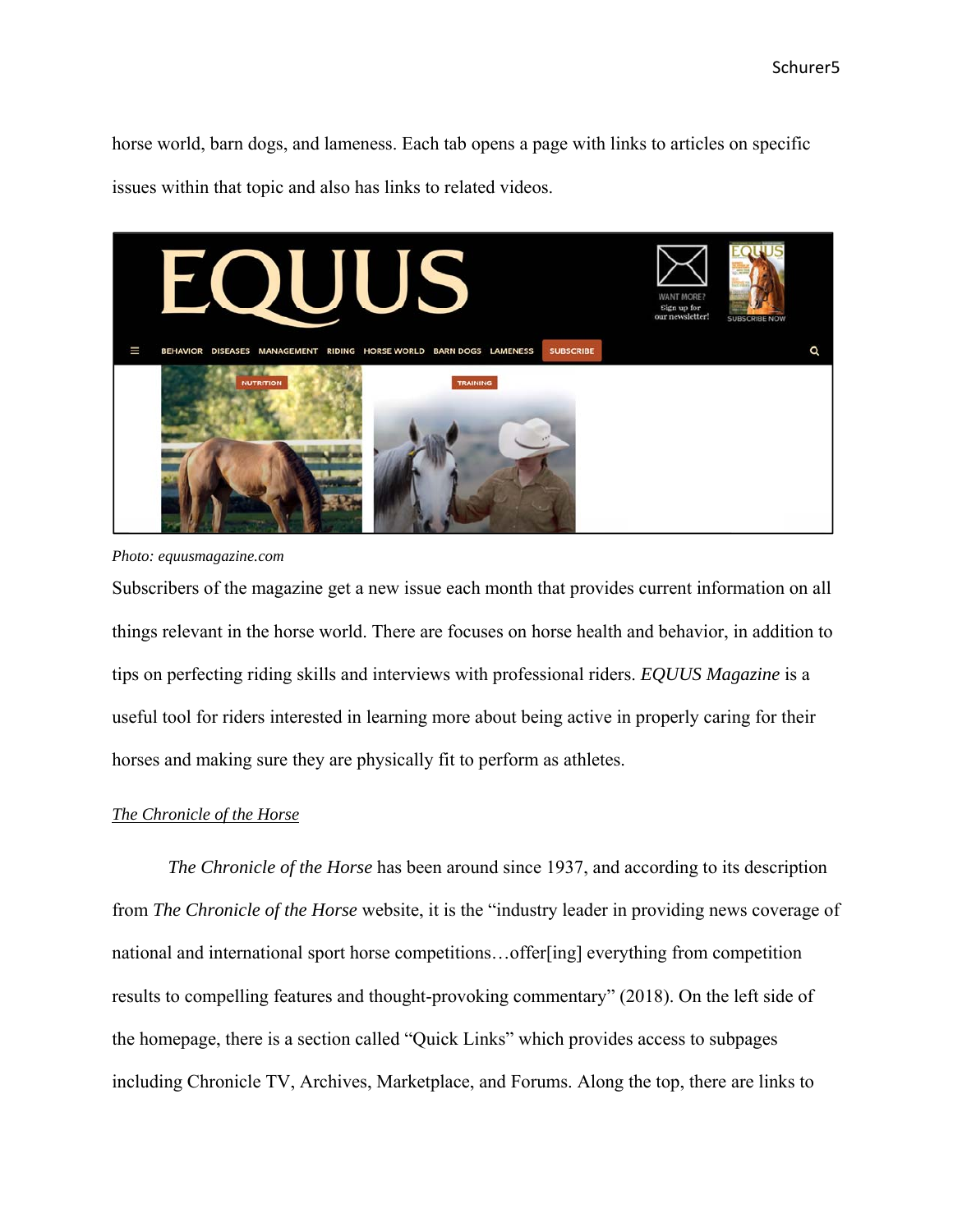horse world, barn dogs, and lameness. Each tab opens a page with links to articles on specific issues within that topic and also has links to related videos.

*Photo: equusmagazine.com*

Subscribers of the magazine get a new issue each month that provides current information on all things relevant in the horse world. There are focuses on horse health and behavior, in addition to tips on perfecting riding skills and interviews with professional riders. *EQUUS Magazine* is a useful tool for riders interested in learning more about being active in properly caring for their horses and making sure they are physically fit to perform as athletes.

*The Chronicle of the Horse*

*The Chronicle of the Horse* has been around since 1937, and according to its description from *The Chronicle of the Horse* website, it is the "industry leader in providing news coverage of national and international sport horse competitions…offer[ing] everything from competition results to compelling features and thought-provoking commentary" (2018). On the left side of the homepage, there is a section called "Quick Links" which provides access to subpages including Chronicle TV, Archives, Marketplace, and Forums. Along the top, there are links to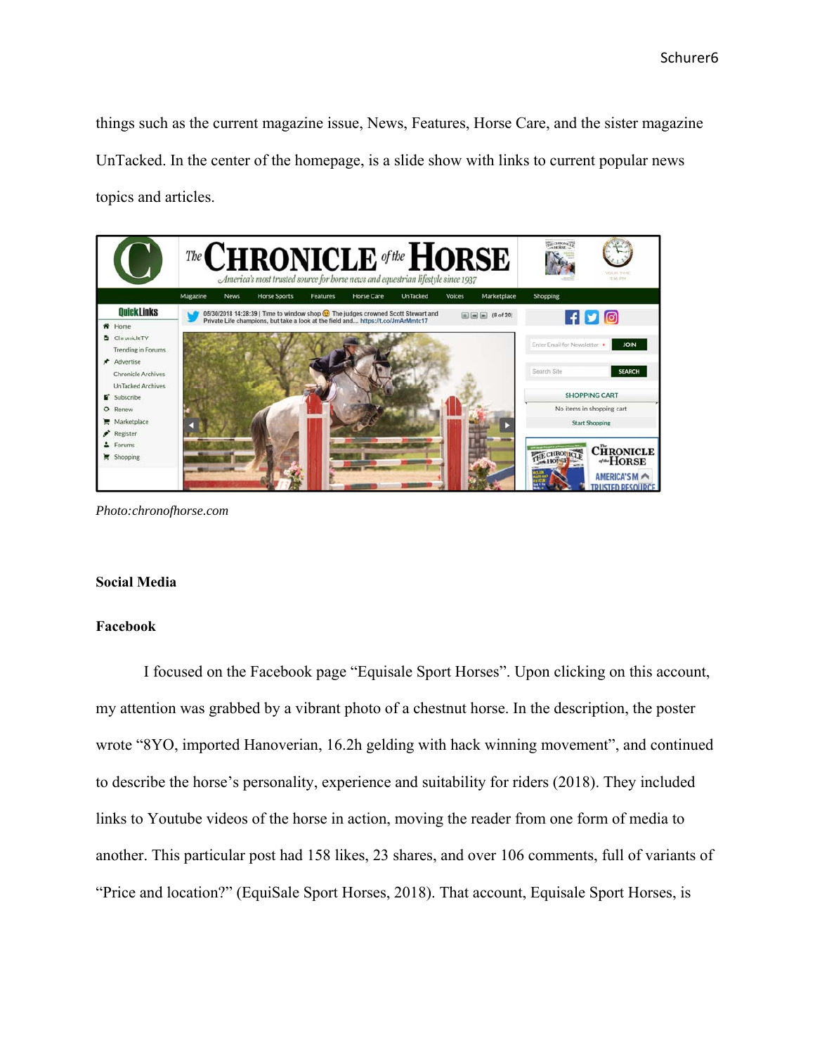things such as the current magazine issue, News, Features, Horse Care, and the sister magazine UnTacked. In the center of the homepage, is a slide show with links to current popular news topics and articles.

*Photo:chronofhorse.com*

**Social Media**

**Facebook**

I focused on the Facebook page "Equisale Sport Horses". Upon clicking on this account, my attention was grabbed by a vibrant photo of a chestnut horse. In the description, the poster wrote "8YO, imported Hanoverian, 16.2h gelding with hack winning movement", and continued to describe the horse's personality, experience and suitability for riders (2018). They included links to Youtube videos of the horse in action, moving the reader from one form of media to another. This particular post had 158 likes, 23 shares, and over 106 comments, full of variants of "Price and location?" (EquiSale Sport Horses, 2018). That account, Equisale Sport Horses, is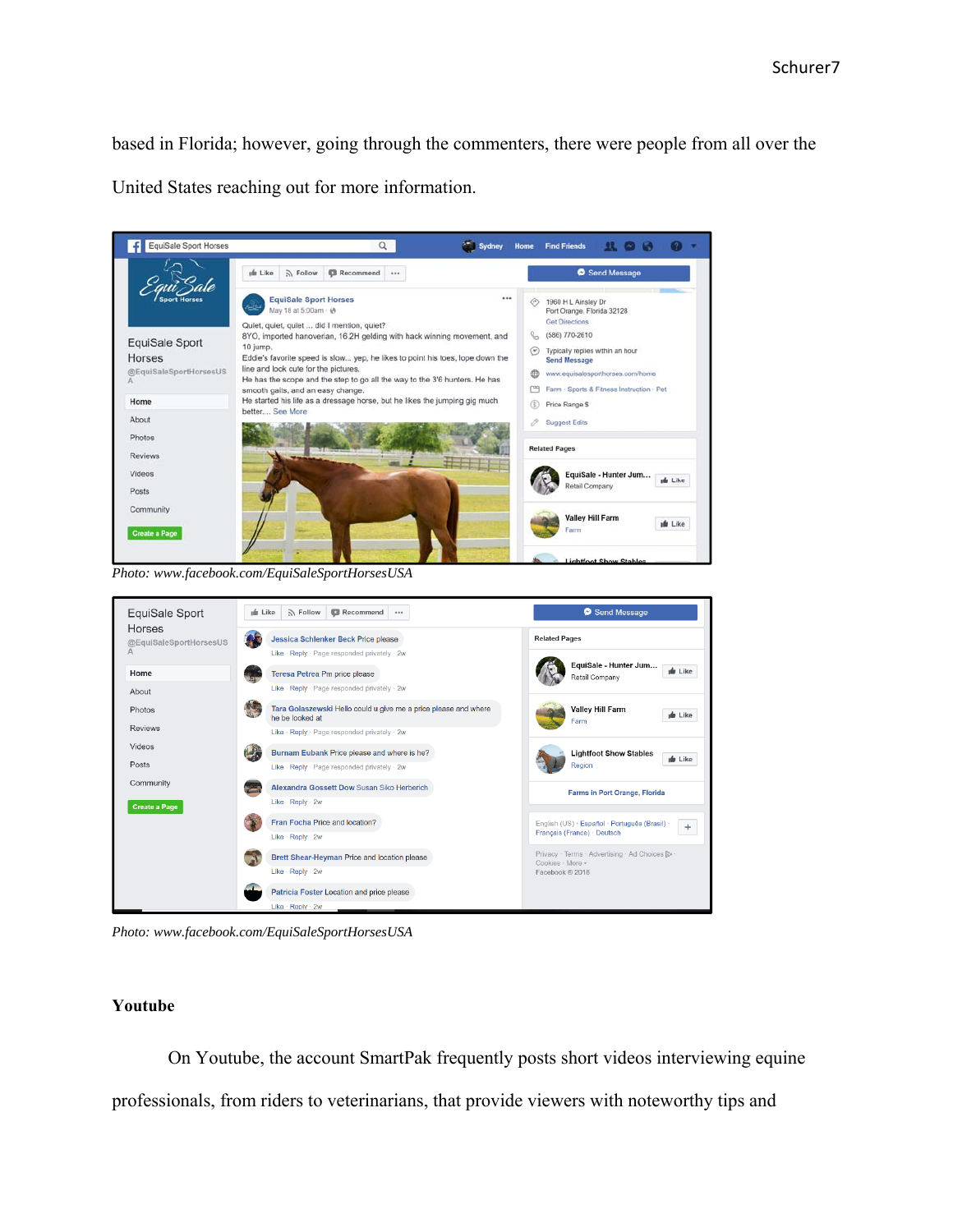based in Florida; however, going through the commenters, there were people from all over the United States reaching out for more information.

*Photo: www.facebook.com/EquiSaleSportHorsesUSA*

*Photo: www.facebook.com/EquiSaleSportHorsesUSA*

## Youtube

On Youtube, the account SmartPak frequently posts short videos interviewing equine professionals, from riders to veterinarians, that provide viewers with noteworthy tips and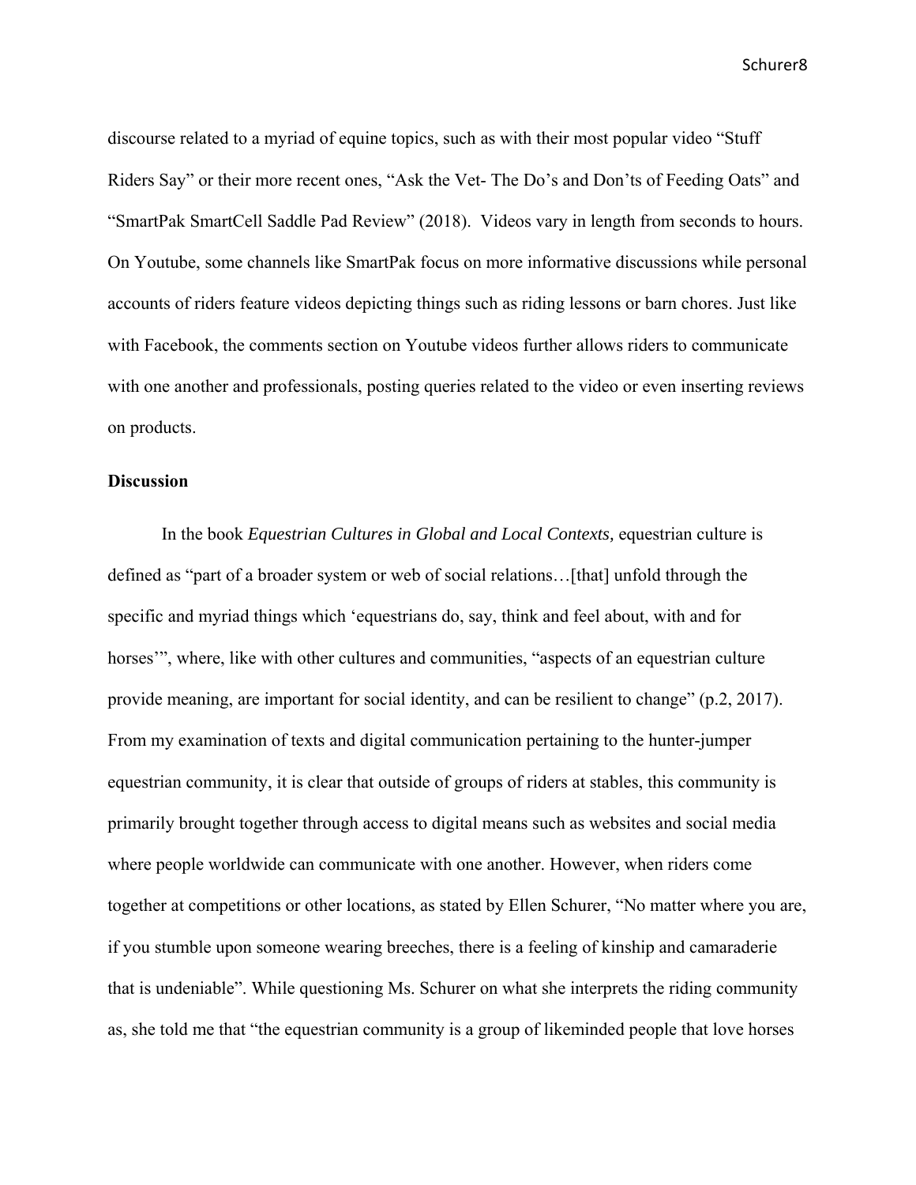discourse related to a myriad of equine topics, such as with their most popular video "Stuff Riders Say" or their more recent ones, "Ask the Vet- The Do's and Don'ts of Feeding Oats" and "SmartPak SmartCell Saddle Pad Review" (2018). Videos vary in length from seconds to hours. On Youtube, some channels like SmartPak focus on more informative discussions while personal accounts of riders feature videos depicting things such as riding lessons or barn chores. Just like with Facebook, the comments section on Youtube videos further allows riders to communicate with one another and professionals, posting queries related to the video or even inserting reviews on products.

**Discussion**

In the book *Equestrian Cultures in Global and Local Contexts,* equestrian culture is defined as "part of a broader system or web of social relations…[that] unfold through the specific and myriad things which 'equestrians do, say, think and feel about, with and for horses'", where, like with other cultures and communities, "aspects of an equestrian culture provide meaning, are important for social identity, and can be resilient to change" (p.2, 2017). From my examination of texts and digital communication pertaining to the hunter-jumper equestrian community, it is clear that outside of groups of riders at stables, this community is primarily brought together through access to digital means such as websites and social media where people worldwide can communicate with one another. However, when riders come together at competitions or other locations, as stated by Ellen Schurer, "No matter where you are, if you stumble upon someone wearing breeches, there is a feeling of kinship and camaraderie that is undeniable". While questioning Ms. Schurer on what she interprets the riding community as, she told me that "the equestrian community is a group of likeminded people that love horses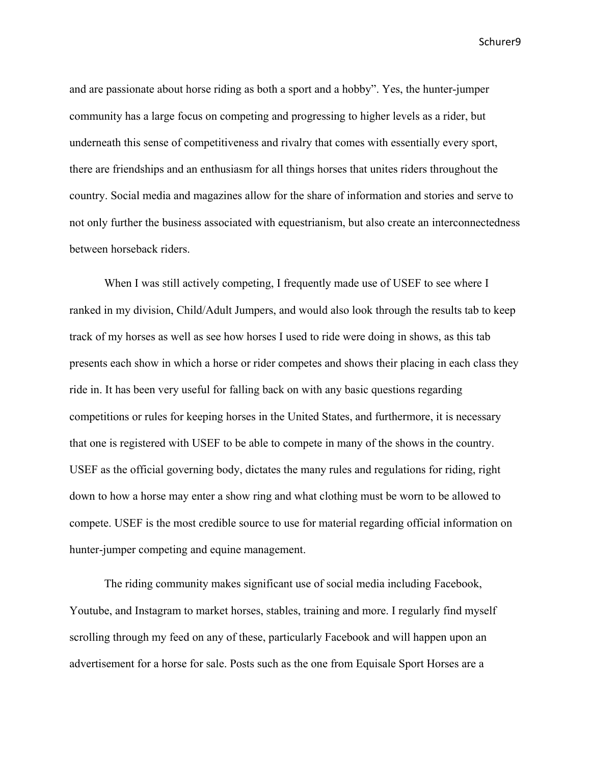and are passionate about horse riding as both a sport and a hobby". Yes, the hunter-jumper community has a large focus on competing and progressing to higher levels as a rider, but underneath this sense of competitiveness and rivalry that comes with essentially every sport, there are friendships and an enthusiasm for all things horses that unites riders throughout the country. Social media and magazines allow for the share of information and stories and serve to not only further the business associated with equestrianism, but also create an interconnectedness between horseback riders.

When I was still actively competing, I frequently made use of USEF to see where I ranked in my division, Child/Adult Jumpers, and would also look through the results tab to keep track of my horses as well as see how horses I used to ride were doing in shows, as this tab presents each show in which a horse or rider competes and shows their placing in each class they ride in. It has been very useful for falling back on with any basic questions regarding competitions or rules for keeping horses in the United States, and furthermore, it is necessary that one is registered with USEF to be able to compete in many of the shows in the country. USEF as the official governing body, dictates the many rules and regulations for riding, right down to how a horse may enter a show ring and what clothing must be worn to be allowed to compete. USEF is the most credible source to use for material regarding official information on hunter-jumper competing and equine management.

The riding community makes significant use of social media including Facebook, Youtube, and Instagram to market horses, stables, training and more. I regularly find myself scrolling through my feed on any of these, particularly Facebook and will happen upon an advertisement for a horse for sale. Posts such as the one from Equisale Sport Horses are a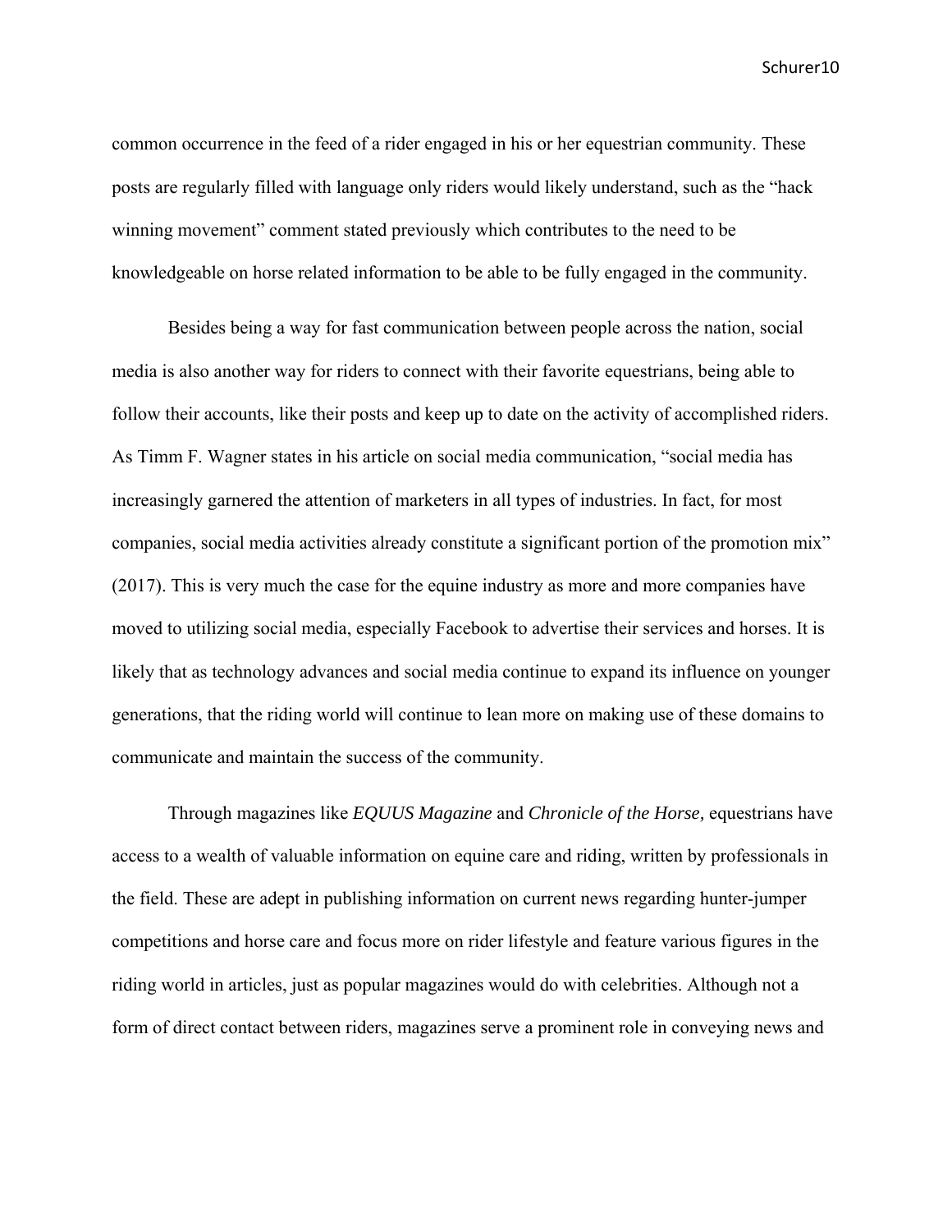common occurrence in the feed of a rider engaged in his or her equestrian community. These posts are regularly filled with language only riders would likely understand, such as the "hack winning movement" comment stated previously which contributes to the need to be knowledgeable on horse related information to be able to be fully engaged in the community.

Besides being a way for fast communication between people across the nation, social media is also another way for riders to connect with their favorite equestrians, being able to follow their accounts, like their posts and keep up to date on the activity of accomplished riders. As Timm F. Wagner states in his article on social media communication, "social media has increasingly garnered the attention of marketers in all types of industries. In fact, for most companies, social media activities already constitute a significant portion of the promotion mix" (2017). This is very much the case for the equine industry as more and more companies have moved to utilizing social media, especially Facebook to advertise their services and horses. It is likely that as technology advances and social media continue to expand its influence on younger generations, that the riding world will continue to lean more on making use of these domains to communicate and maintain the success of the community.

Through magazines like *EQUUS Magazine* and *Chronicle of the Horse,* equestrians have access to a wealth of valuable information on equine care and riding, written by professionals in the field. These are adept in publishing information on current news regarding hunter-jumper competitions and horse care and focus more on rider lifestyle and feature various figures in the riding world in articles, just as popular magazines would do with celebrities. Although not a form of direct contact between riders, magazines serve a prominent role in conveying news and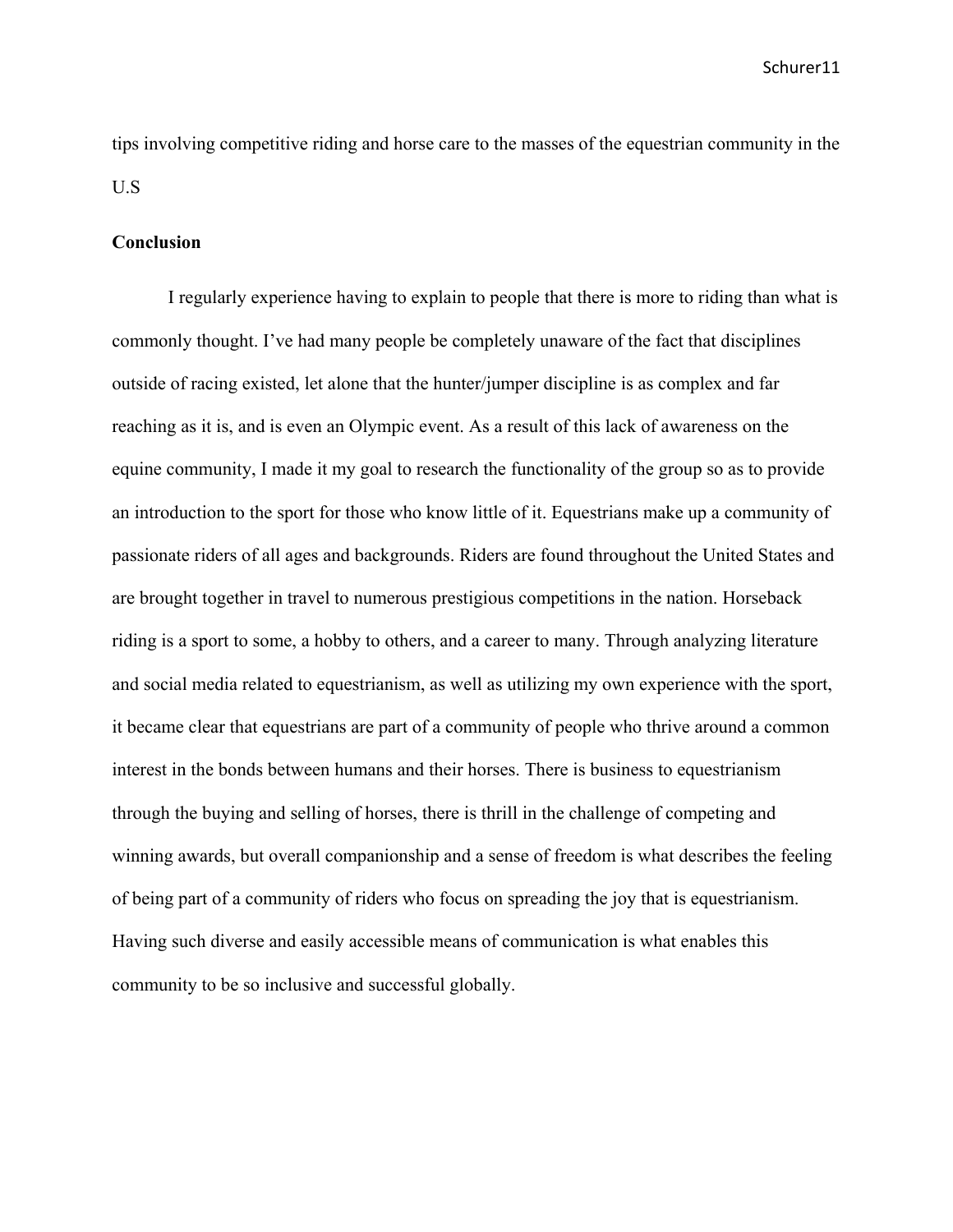tips involving competitive riding and horse care to the masses of the equestrian community in the U.S

**Conclusion**

I regularly experience having to explain to people that there is more to riding than what is commonly thought. I've had many people be completely unaware of the fact that disciplines outside of racing existed, let alone that the hunter/jumper discipline is as complex and far reaching as it is, and is even an Olympic event. As a result of this lack of awareness on the equine community, I made it my goal to research the functionality of the group so as to provide an introduction to the sport for those who know little of it. Equestrians make up a community of passionate riders of all ages and backgrounds. Riders are found throughout the United States and are brought together in travel to numerous prestigious competitions in the nation. Horseback riding is a sport to some, a hobby to others, and a career to many. Through analyzing literature and social media related to equestrianism, as well as utilizing my own experience with the sport, it became clear that equestrians are part of a community of people who thrive around a common interest in the bonds between humans and their horses. There is business to equestrianism through the buying and selling of horses, there is thrill in the challenge of competing and winning awards, but overall companionship and a sense of freedom is what describes the feeling of being part of a community of riders who focus on spreading the joy that is equestrianism. Having such diverse and easily accessible means of communication is what enables this community to be so inclusive and successful globally.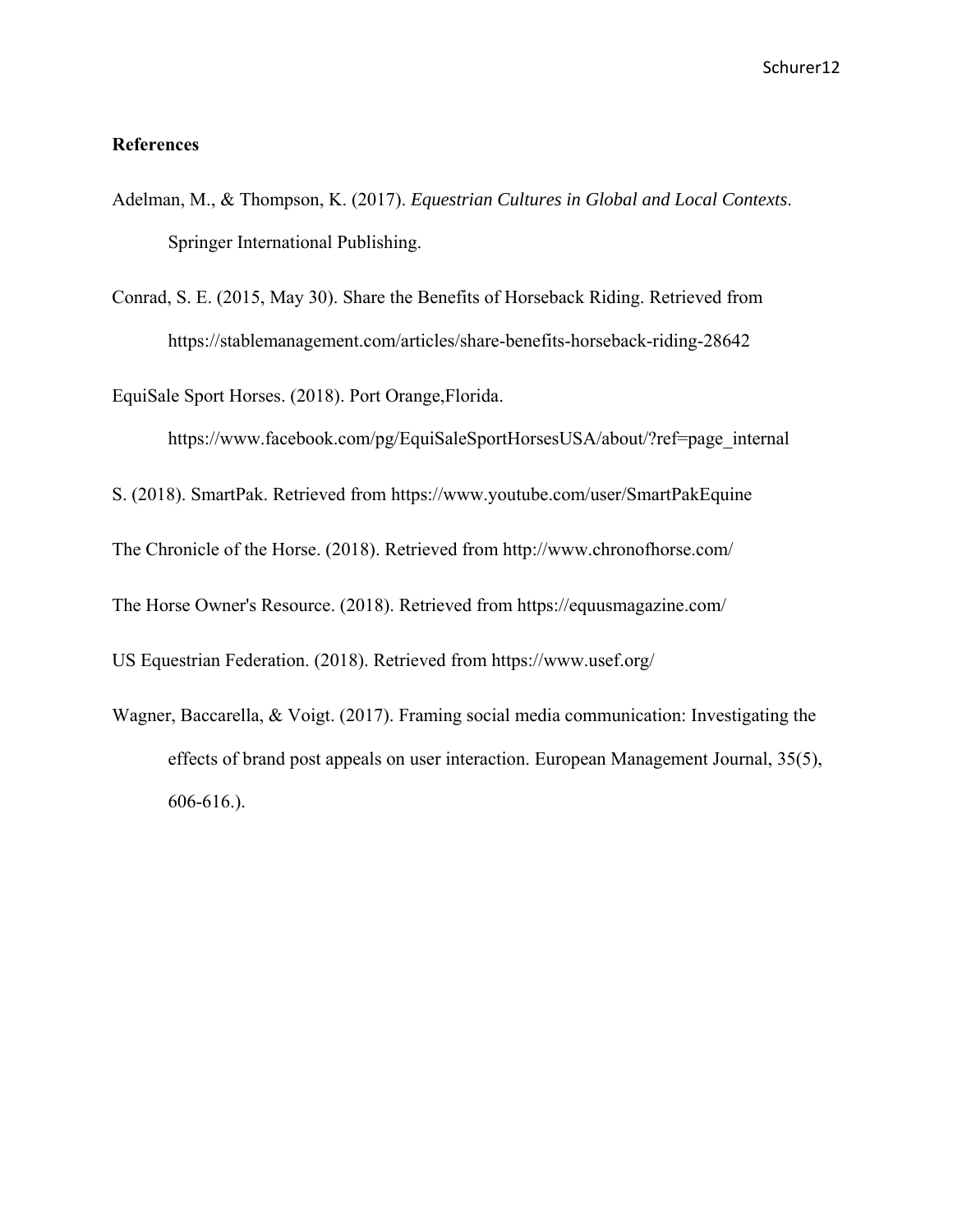**References**

Adelman, M., & Thompson, K. (2017). *Equestrian Cultures in Global and Local Contexts*. Springer International Publishing.

Conrad, S. E. (2015, May 30). Share the Benefits of Horseback Riding. Retrieved from https://stablemanagement.com/articles/share-benefits-horseback-riding-28642

EquiSale Sport Horses. (2018). Port Orange,Florida. https://www.facebook.com/pg/EquiSaleSportHorsesUSA/about/?ref=page_internal

S. (2018). SmartPak. Retrieved from https://www.youtube.com/user/SmartPakEquine

The Chronicle of the Horse. (2018). Retrieved from http://www.chronofhorse.com/

The Horse Owner's Resource. (2018). Retrieved from https://equusmagazine.com/

US Equestrian Federation. (2018). Retrieved from https://www.usef.org/

Wagner, Baccarella, & Voigt. (2017). Framing social media communication: Investigating the effects of brand post appeals on user interaction. European Management Journal, 35(5), 606-616.).